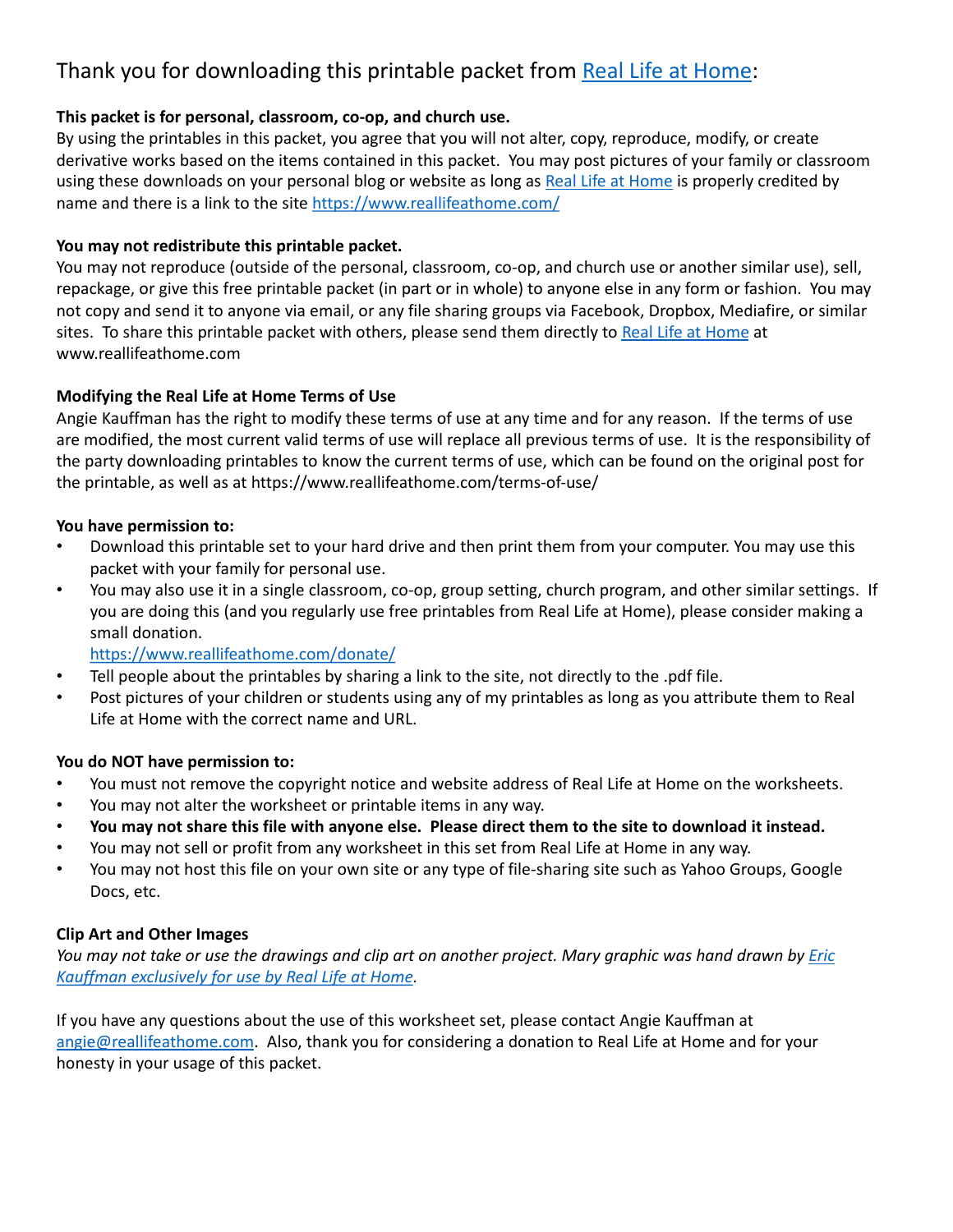# Thank you for downloading this printable packet from [Real Life at Home](https://www.reallifeathome.com/):

**This packet is for personal, classroom, co-op, and church use.**
By using the printables in this packet, you agree that you will not alter, copy, reproduce, modify, or create derivative works based on the items contained in this packet. You may post pictures of your family or classroom using these downloads on your personal blog or website as long as [Real Life at Home](https://www.reallifeathome.com/) is properly credited by name and there is a link to the site [https://www.reallifeathome.com/](https://www.reallifeathome.com/)

**You may not redistribute this printable packet.**
You may not reproduce (outside of the personal, classroom, co-op, and church use or another similar use), sell, repackage, or give this free printable packet (in part or in whole) to anyone else in any form or fashion. You may not copy and send it to anyone via email, or any file sharing groups via Facebook, Dropbox, Mediafire, or similar sites. To share this printable packet with others, please send them directly to [Real Life at Home](https://www.reallifeathome.com/) at www.reallifeathome.com

**Modifying the Real Life at Home Terms of Use**
Angie Kauffman has the right to modify these terms of use at any time and for any reason. If the terms of use are modified, the most current valid terms of use will replace all previous terms of use. It is the responsibility of the party downloading printables to know the current terms of use, which can be found on the original post for the printable, as well as at https://www.reallifeathome.com/terms-of-use/

**You have permission to:**

- Download this printable set to your hard drive and then print them from your computer. You may use this packet with your family for personal use.
- You may also use it in a single classroom, co-op, group setting, church program, and other similar settings. If you are doing this (and you regularly use free printables from Real Life at Home), please consider making a small donation.
  [https://www.reallifeathome.com/donate/](https://www.reallifeathome.com/donate/)
- Tell people about the printables by sharing a link to the site, not directly to the .pdf file.
- Post pictures of your children or students using any of my printables as long as you attribute them to Real Life at Home with the correct name and URL.

**You do NOT have permission to:**

- You must not remove the copyright notice and website address of Real Life at Home on the worksheets.
- You may not alter the worksheet or printable items in any way.
- **You may not share this file with anyone else. Please direct them to the site to download it instead.**
- You may not sell or profit from any worksheet in this set from Real Life at Home in any way.
- You may not host this file on your own site or any type of file-sharing site such as Yahoo Groups, Google Docs, etc.

**Clip Art and Other Images**
*You may not take or use the drawings and clip art on another project. Mary graphic was hand drawn by [Eric Kauffman exclusively for use by Real Life at Home](https://www.reallifeathome.com/).*

If you have any questions about the use of this worksheet set, please contact Angie Kauffman at [angie@reallifeathome.com](mailto:angie@reallifeathome.com). Also, thank you for considering a donation to Real Life at Home and for your honesty in your usage of this packet.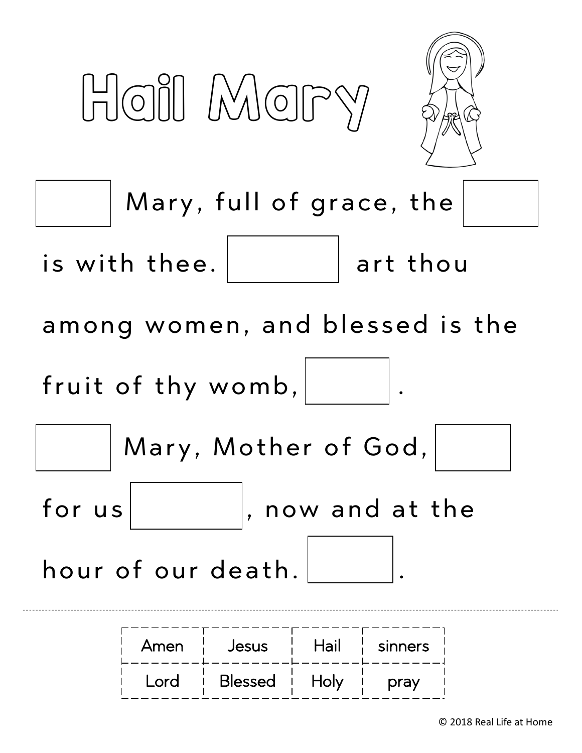# Hail Mary

\_\_\_\_\_ Mary, full of grace, the \_\_\_\_\_ is with thee. \_\_\_\_\_ art thou among women, and blessed is the fruit of thy womb, \_\_\_\_\_.

\_\_\_\_\_ Mary, Mother of God, \_\_\_\_\_ for us \_\_\_\_\_, now and at the hour of our death. \_\_\_\_\_.

| Amen | Jesus | Hail | sinners |
| --- | --- | --- | --- |
| Lord | Blessed | Holy | pray |

© 2018 Real Life at Home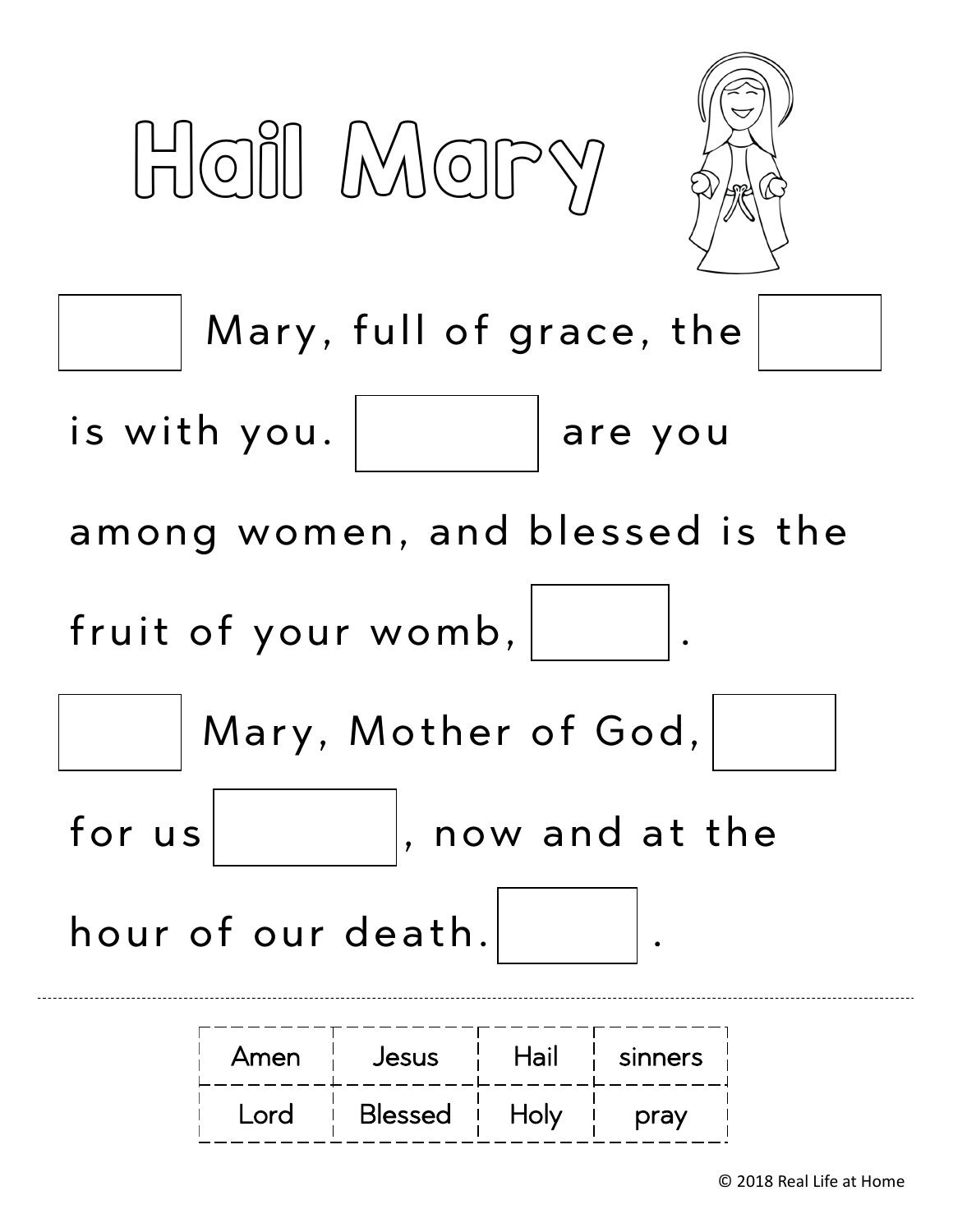# Hail Mary

\_\_\_\_\_ Mary, full of grace, the \_\_\_\_\_ is with you. \_\_\_\_\_ are you among women, and blessed is the fruit of your womb, \_\_\_\_\_.

\_\_\_\_\_ Mary, Mother of God, \_\_\_\_\_ for us \_\_\_\_\_, now and at the hour of our death. \_\_\_\_\_.

| | | | |
|---|---|---|---|
| Amen | Jesus | Hail | sinners |
| Lord | Blessed | Holy | pray |

© 2018 Real Life at Home